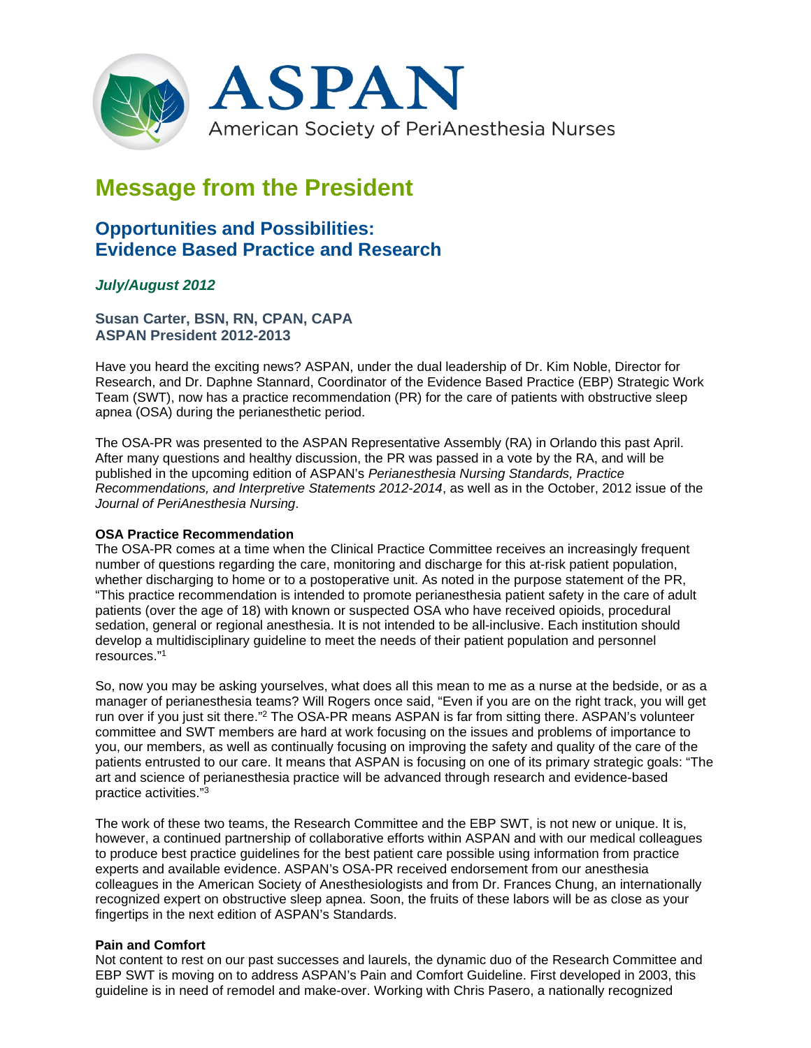ASPAN

American Society of PeriAnesthesia Nurses

# Message from the President

## Opportunities and Possibilities: Evidence Based Practice and Research

***July/August 2012***

**Susan Carter, BSN, RN, CPAN, CAPA**
**ASPAN President 2012-2013**

Have you heard the exciting news? ASPAN, under the dual leadership of Dr. Kim Noble, Director for Research, and Dr. Daphne Stannard, Coordinator of the Evidence Based Practice (EBP) Strategic Work Team (SWT), now has a practice recommendation (PR) for the care of patients with obstructive sleep apnea (OSA) during the perianesthetic period.

The OSA-PR was presented to the ASPAN Representative Assembly (RA) in Orlando this past April. After many questions and healthy discussion, the PR was passed in a vote by the RA, and will be published in the upcoming edition of ASPAN's *Perianesthesia Nursing Standards, Practice Recommendations, and Interpretive Statements 2012-2014*, as well as in the October, 2012 issue of the *Journal of PeriAnesthesia Nursing*.

**OSA Practice Recommendation**

The OSA-PR comes at a time when the Clinical Practice Committee receives an increasingly frequent number of questions regarding the care, monitoring and discharge for this at-risk patient population, whether discharging to home or to a postoperative unit. As noted in the purpose statement of the PR, "This practice recommendation is intended to promote perianesthesia patient safety in the care of adult patients (over the age of 18) with known or suspected OSA who have received opioids, procedural sedation, general or regional anesthesia. It is not intended to be all-inclusive. Each institution should develop a multidisciplinary guideline to meet the needs of their patient population and personnel resources."[1]

So, now you may be asking yourselves, what does all this mean to me as a nurse at the bedside, or as a manager of perianesthesia teams? Will Rogers once said, "Even if you are on the right track, you will get run over if you just sit there."[2] The OSA-PR means ASPAN is far from sitting there. ASPAN's volunteer committee and SWT members are hard at work focusing on the issues and problems of importance to you, our members, as well as continually focusing on improving the safety and quality of the care of the patients entrusted to our care. It means that ASPAN is focusing on one of its primary strategic goals: "The art and science of perianesthesia practice will be advanced through research and evidence-based practice activities."[3]

The work of these two teams, the Research Committee and the EBP SWT, is not new or unique. It is, however, a continued partnership of collaborative efforts within ASPAN and with our medical colleagues to produce best practice guidelines for the best patient care possible using information from practice experts and available evidence. ASPAN's OSA-PR received endorsement from our anesthesia colleagues in the American Society of Anesthesiologists and from Dr. Frances Chung, an internationally recognized expert on obstructive sleep apnea. Soon, the fruits of these labors will be as close as your fingertips in the next edition of ASPAN's Standards.

**Pain and Comfort**

Not content to rest on our past successes and laurels, the dynamic duo of the Research Committee and EBP SWT is moving on to address ASPAN's Pain and Comfort Guideline. First developed in 2003, this guideline is in need of remodel and make-over. Working with Chris Pasero, a nationally recognized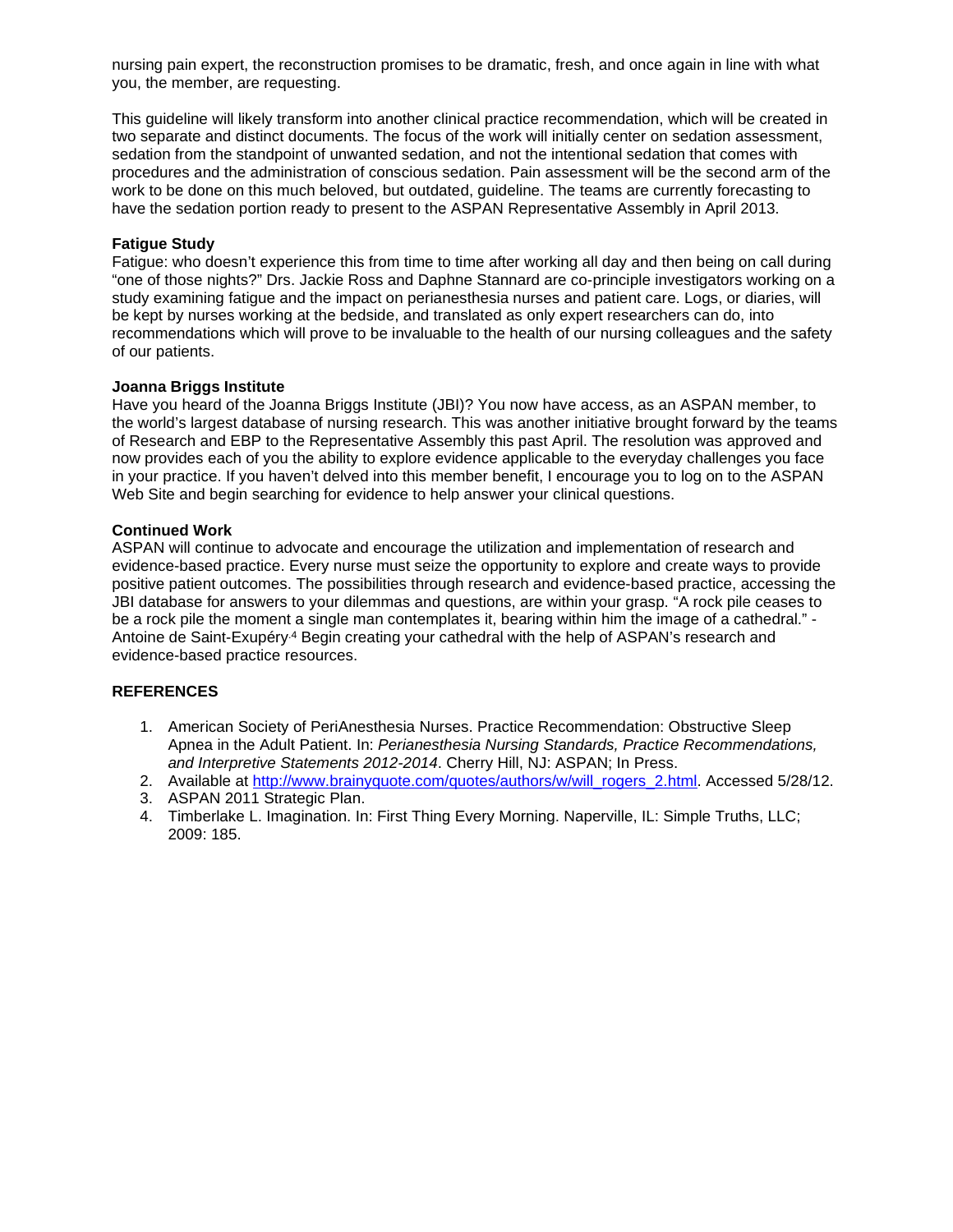nursing pain expert, the reconstruction promises to be dramatic, fresh, and once again in line with what you, the member, are requesting.

This guideline will likely transform into another clinical practice recommendation, which will be created in two separate and distinct documents. The focus of the work will initially center on sedation assessment, sedation from the standpoint of unwanted sedation, and not the intentional sedation that comes with procedures and the administration of conscious sedation. Pain assessment will be the second arm of the work to be done on this much beloved, but outdated, guideline. The teams are currently forecasting to have the sedation portion ready to present to the ASPAN Representative Assembly in April 2013.

**Fatigue Study**

Fatigue: who doesn't experience this from time to time after working all day and then being on call during "one of those nights?" Drs. Jackie Ross and Daphne Stannard are co-principle investigators working on a study examining fatigue and the impact on perianesthesia nurses and patient care. Logs, or diaries, will be kept by nurses working at the bedside, and translated as only expert researchers can do, into recommendations which will prove to be invaluable to the health of our nursing colleagues and the safety of our patients.

**Joanna Briggs Institute**

Have you heard of the Joanna Briggs Institute (JBI)? You now have access, as an ASPAN member, to the world's largest database of nursing research. This was another initiative brought forward by the teams of Research and EBP to the Representative Assembly this past April. The resolution was approved and now provides each of you the ability to explore evidence applicable to the everyday challenges you face in your practice. If you haven't delved into this member benefit, I encourage you to log on to the ASPAN Web Site and begin searching for evidence to help answer your clinical questions.

**Continued Work**

ASPAN will continue to advocate and encourage the utilization and implementation of research and evidence-based practice. Every nurse must seize the opportunity to explore and create ways to provide positive patient outcomes. The possibilities through research and evidence-based practice, accessing the JBI database for answers to your dilemmas and questions, are within your grasp. "A rock pile ceases to be a rock pile the moment a single man contemplates it, bearing within him the image of a cathedral." - Antoine de Saint-Exupéry.[4] Begin creating your cathedral with the help of ASPAN's research and evidence-based practice resources.

**REFERENCES**

1. American Society of PeriAnesthesia Nurses. Practice Recommendation: Obstructive Sleep Apnea in the Adult Patient. In: *Perianesthesia Nursing Standards, Practice Recommendations, and Interpretive Statements 2012-2014*. Cherry Hill, NJ: ASPAN; In Press.
2. Available at http://www.brainyquote.com/quotes/authors/w/will_rogers_2.html. Accessed 5/28/12.
3. ASPAN 2011 Strategic Plan.
4. Timberlake L. Imagination. In: First Thing Every Morning. Naperville, IL: Simple Truths, LLC; 2009: 185.